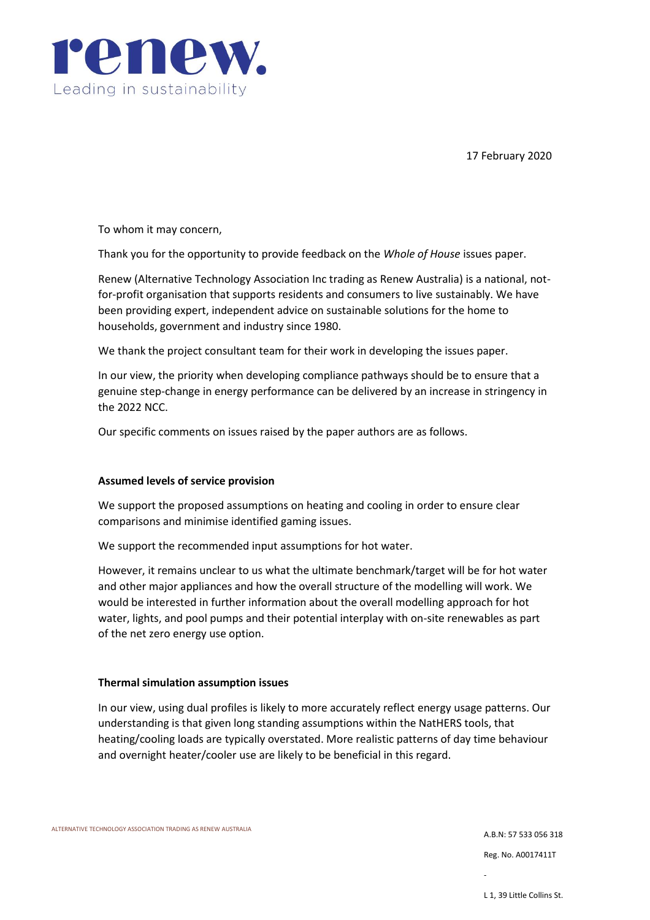renew.

Leading in sustainability

17 February 2020

To whom it may concern,

Thank you for the opportunity to provide feedback on the *Whole of House* issues paper.

Renew (Alternative Technology Association Inc trading as Renew Australia) is a national, not-for-profit organisation that supports residents and consumers to live sustainably. We have been providing expert, independent advice on sustainable solutions for the home to households, government and industry since 1980.

We thank the project consultant team for their work in developing the issues paper.

In our view, the priority when developing compliance pathways should be to ensure that a genuine step-change in energy performance can be delivered by an increase in stringency in the 2022 NCC.

Our specific comments on issues raised by the paper authors are as follows.

**Assumed levels of service provision**

We support the proposed assumptions on heating and cooling in order to ensure clear comparisons and minimise identified gaming issues.

We support the recommended input assumptions for hot water.

However, it remains unclear to us what the ultimate benchmark/target will be for hot water and other major appliances and how the overall structure of the modelling will work. We would be interested in further information about the overall modelling approach for hot water, lights, and pool pumps and their potential interplay with on-site renewables as part of the net zero energy use option.

**Thermal simulation assumption issues**

In our view, using dual profiles is likely to more accurately reflect energy usage patterns. Our understanding is that given long standing assumptions within the NatHERS tools, that heating/cooling loads are typically overstated. More realistic patterns of day time behaviour and overnight heater/cooler use are likely to be beneficial in this regard.

ALTERNATIVE TECHNOLOGY ASSOCIATION TRADING AS RENEW AUSTRALIA

A.B.N: 57 533 056 318

Reg. No. A0017411T

L 1, 39 Little Collins St.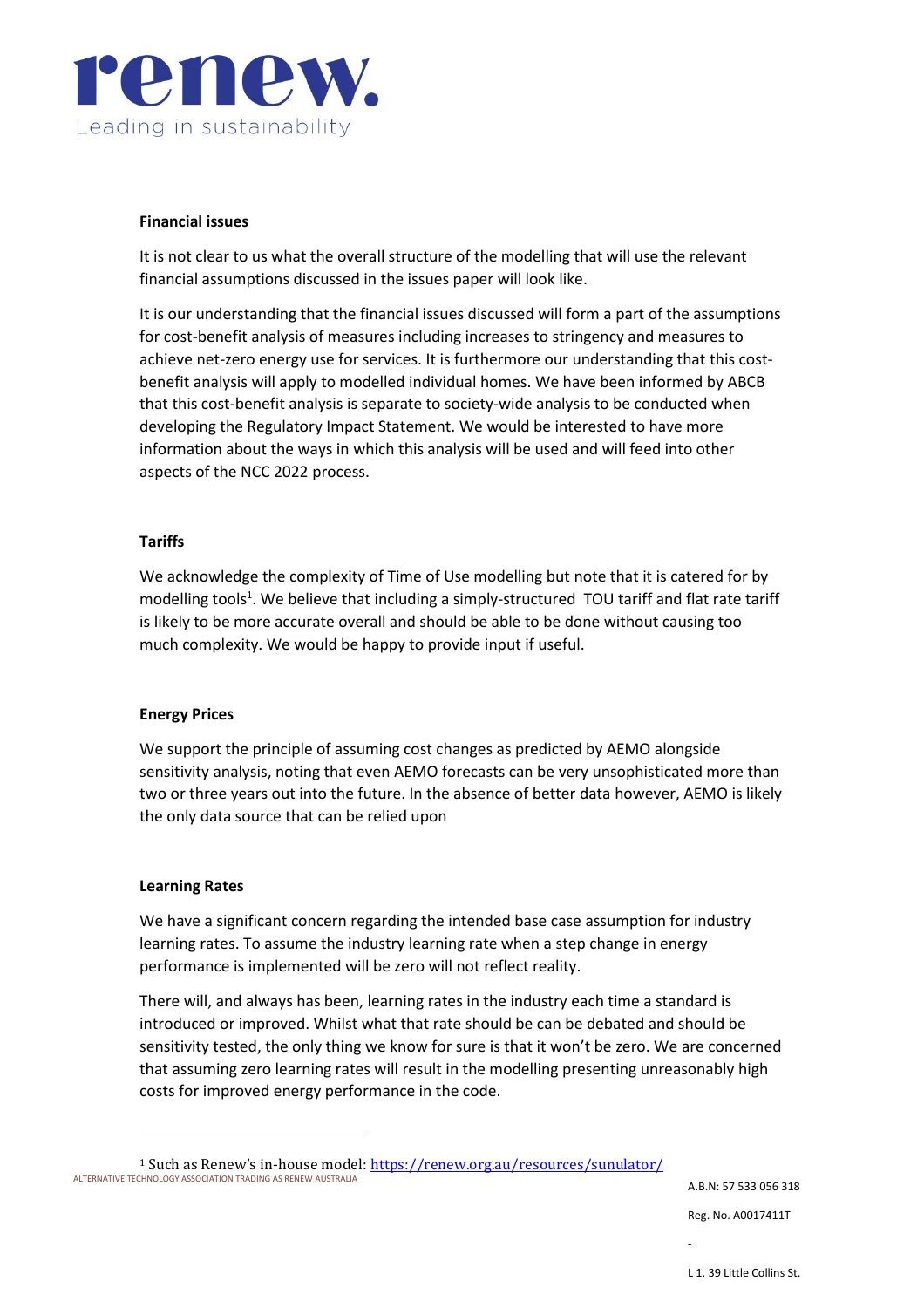### Financial issues

It is not clear to us what the overall structure of the modelling that will use the relevant financial assumptions discussed in the issues paper will look like.

It is our understanding that the financial issues discussed will form a part of the assumptions for cost-benefit analysis of measures including increases to stringency and measures to achieve net-zero energy use for services. It is furthermore our understanding that this cost-benefit analysis will apply to modelled individual homes. We have been informed by ABCB that this cost-benefit analysis is separate to society-wide analysis to be conducted when developing the Regulatory Impact Statement. We would be interested to have more information about the ways in which this analysis will be used and will feed into other aspects of the NCC 2022 process.

### Tariffs

We acknowledge the complexity of Time of Use modelling but note that it is catered for by modelling tools[1]. We believe that including a simply-structured TOU tariff and flat rate tariff is likely to be more accurate overall and should be able to be done without causing too much complexity. We would be happy to provide input if useful.

### Energy Prices

We support the principle of assuming cost changes as predicted by AEMO alongside sensitivity analysis, noting that even AEMO forecasts can be very unsophisticated more than two or three years out into the future. In the absence of better data however, AEMO is likely the only data source that can be relied upon

### Learning Rates

We have a significant concern regarding the intended base case assumption for industry learning rates. To assume the industry learning rate when a step change in energy performance is implemented will be zero will not reflect reality.

There will, and always has been, learning rates in the industry each time a standard is introduced or improved. Whilst what that rate should be can be debated and should be sensitivity tested, the only thing we know for sure is that it won't be zero. We are concerned that assuming zero learning rates will result in the modelling presenting unreasonably high costs for improved energy performance in the code.

---

[1] Such as Renew's in-house model: https://renew.org.au/resources/sunulator/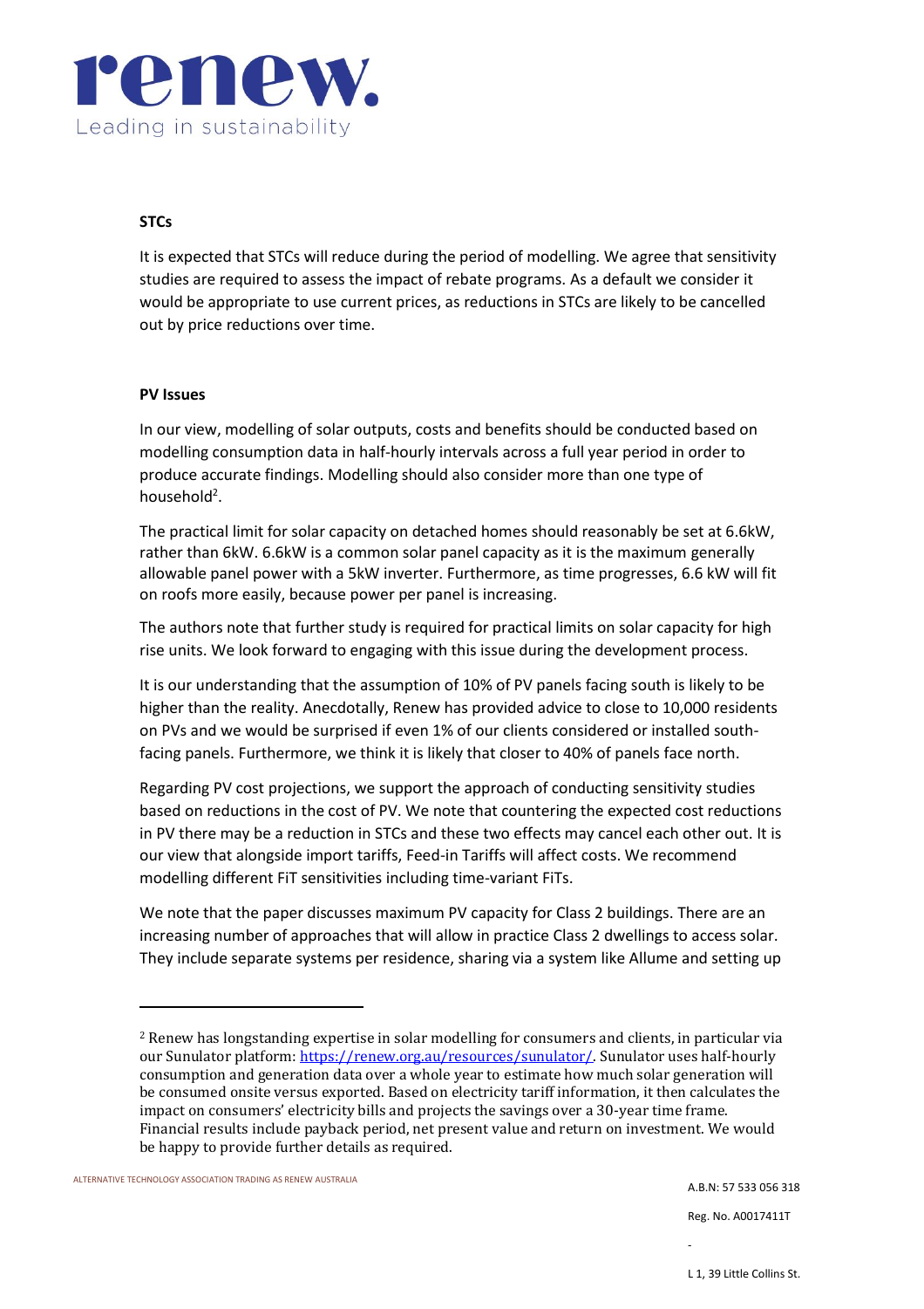### STCs

It is expected that STCs will reduce during the period of modelling. We agree that sensitivity studies are required to assess the impact of rebate programs. As a default we consider it would be appropriate to use current prices, as reductions in STCs are likely to be cancelled out by price reductions over time.

### PV Issues

In our view, modelling of solar outputs, costs and benefits should be conducted based on modelling consumption data in half-hourly intervals across a full year period in order to produce accurate findings. Modelling should also consider more than one type of household[2].

The practical limit for solar capacity on detached homes should reasonably be set at 6.6kW, rather than 6kW. 6.6kW is a common solar panel capacity as it is the maximum generally allowable panel power with a 5kW inverter. Furthermore, as time progresses, 6.6 kW will fit on roofs more easily, because power per panel is increasing.

The authors note that further study is required for practical limits on solar capacity for high rise units. We look forward to engaging with this issue during the development process.

It is our understanding that the assumption of 10% of PV panels facing south is likely to be higher than the reality. Anecdotally, Renew has provided advice to close to 10,000 residents on PVs and we would be surprised if even 1% of our clients considered or installed south-facing panels. Furthermore, we think it is likely that closer to 40% of panels face north.

Regarding PV cost projections, we support the approach of conducting sensitivity studies based on reductions in the cost of PV. We note that countering the expected cost reductions in PV there may be a reduction in STCs and these two effects may cancel each other out. It is our view that alongside import tariffs, Feed-in Tariffs will affect costs. We recommend modelling different FiT sensitivities including time-variant FiTs.

We note that the paper discusses maximum PV capacity for Class 2 buildings. There are an increasing number of approaches that will allow in practice Class 2 dwellings to access solar. They include separate systems per residence, sharing via a system like Allume and setting up

---

[2] Renew has longstanding expertise in solar modelling for consumers and clients, in particular via our Sunulator platform: [https://renew.org.au/resources/sunulator/](https://renew.org.au/resources/sunulator/). Sunulator uses half-hourly consumption and generation data over a whole year to estimate how much solar generation will be consumed onsite versus exported. Based on electricity tariff information, it then calculates the impact on consumers' electricity bills and projects the savings over a 30-year time frame. Financial results include payback period, net present value and return on investment. We would be happy to provide further details as required.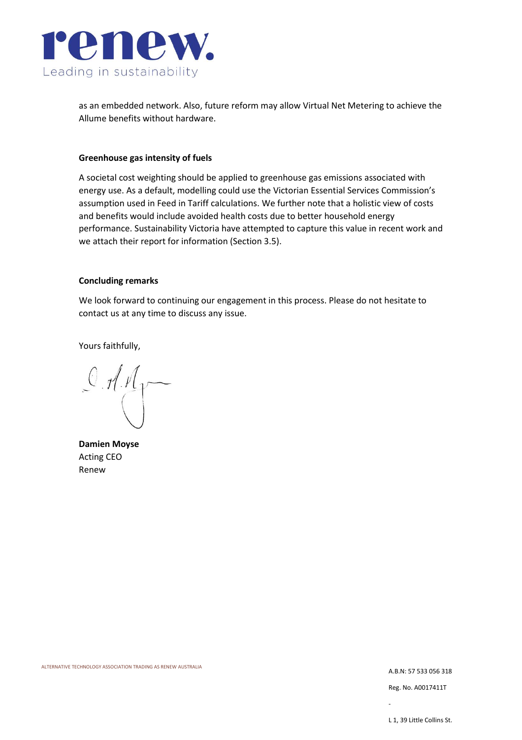as an embedded network. Also, future reform may allow Virtual Net Metering to achieve the Allume benefits without hardware.

**Greenhouse gas intensity of fuels**

A societal cost weighting should be applied to greenhouse gas emissions associated with energy use. As a default, modelling could use the Victorian Essential Services Commission's assumption used in Feed in Tariff calculations. We further note that a holistic view of costs and benefits would include avoided health costs due to better household energy performance. Sustainability Victoria have attempted to capture this value in recent work and we attach their report for information (Section 3.5).

**Concluding remarks**

We look forward to continuing our engagement in this process. Please do not hesitate to contact us at any time to discuss any issue.

Yours faithfully,

**Damien Moyse**
Acting CEO
Renew

ALTERNATIVE TECHNOLOGY ASSOCIATION TRADING AS RENEW AUSTRALIA

A.B.N: 57 533 056 318

Reg. No. A0017411T

L 1, 39 Little Collins St.